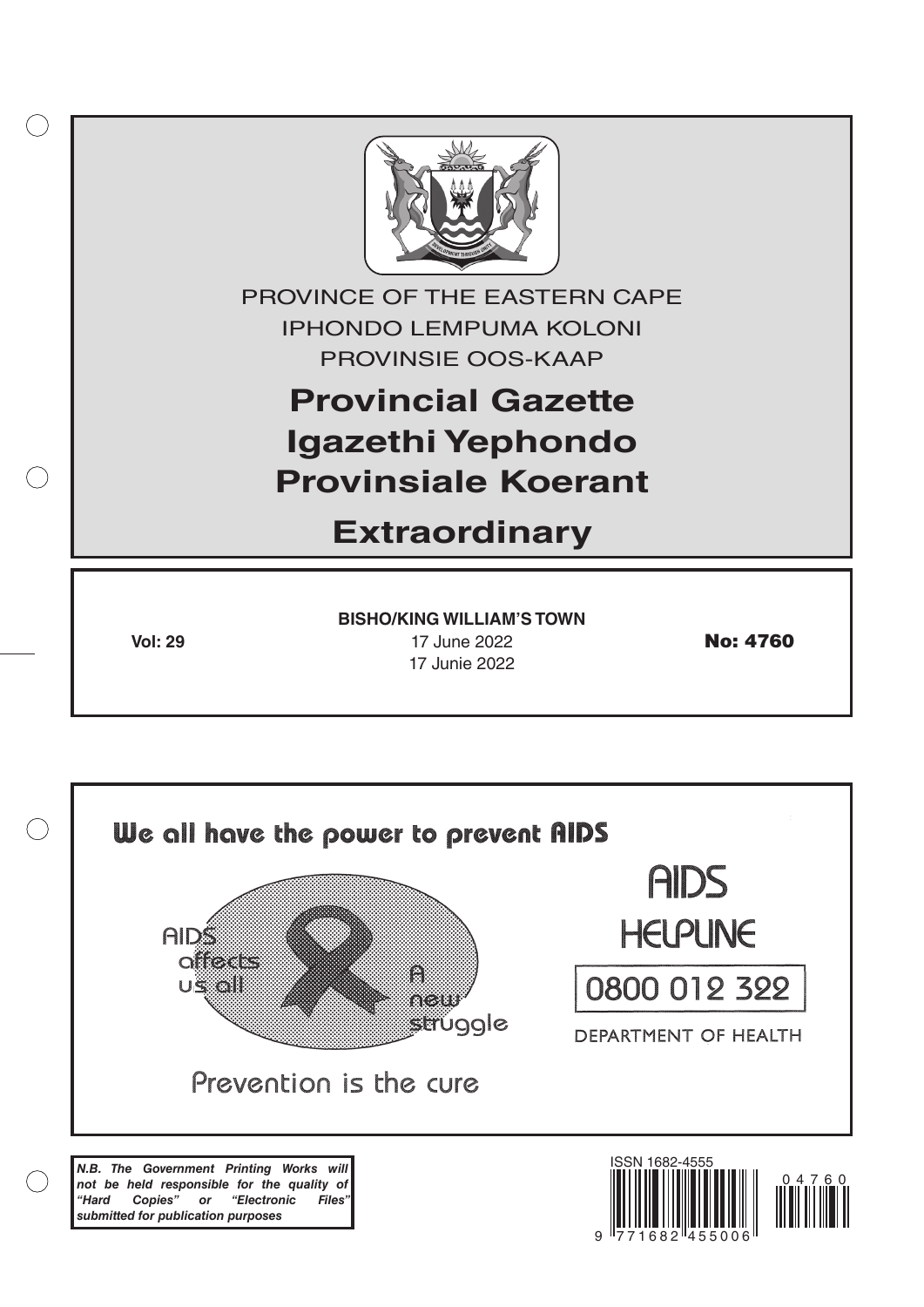PROVINCE OF THE EASTERN CAPE

IPHONDO LEMPUMA KOLONI

PROVINSIE OOS-KAAP

# Provincial Gazette
# Igazethi Yephondo
# Provinsiale Koerant

# Extraordinary

**BISHO/KING WILLIAM'S TOWN**

**Vol: 29** 17 June 2022 17 Junie 2022 **No: 4760**

We all have the power to prevent AIDS

AIDS affects us all

A new struggle

Prevention is the cure

AIDS HELPLINE

0800 012 322

DEPARTMENT OF HEALTH

***N.B. The Government Printing Works will not be held responsible for the quality of "Hard Copies" or "Electronic Files" submitted for publication purposes***

ISSN 1682-4555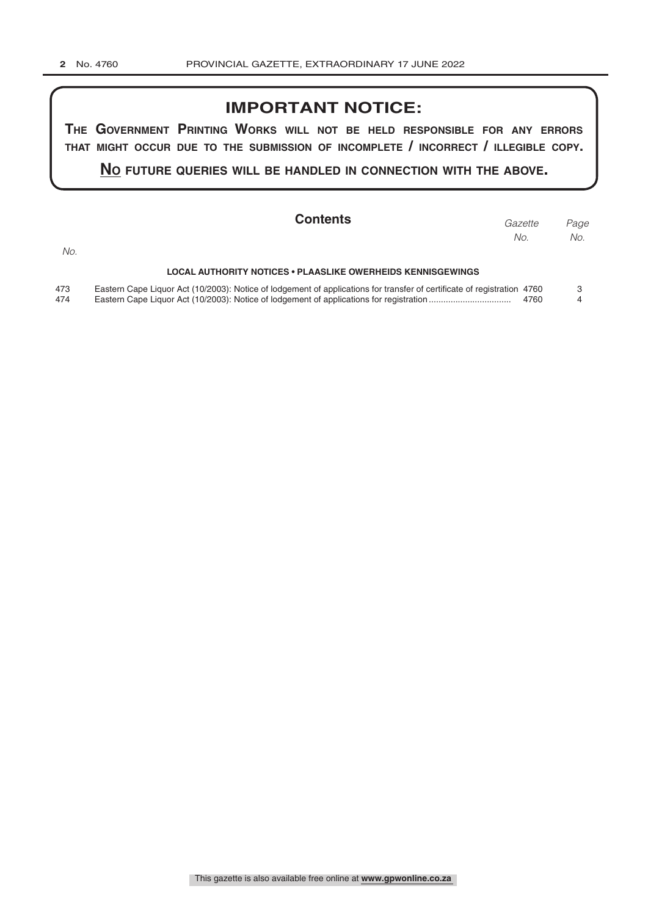## IMPORTANT NOTICE:

**THE GOVERNMENT PRINTING WORKS WILL NOT BE HELD RESPONSIBLE FOR ANY ERRORS THAT MIGHT OCCUR DUE TO THE SUBMISSION OF INCOMPLETE / INCORRECT / ILLEGIBLE COPY.**

**NO FUTURE QUERIES WILL BE HANDLED IN CONNECTION WITH THE ABOVE.**

## Contents

| No. | | *Gazette No.* | *Page No.* |
|---|---|---|---|
| | **LOCAL AUTHORITY NOTICES • PLAASLIKE OWERHEIDS KENNISGEWINGS** | | |
| 473 | Eastern Cape Liquor Act (10/2003): Notice of lodgement of applications for transfer of certificate of registration | 4760 | 3 |
| 474 | Eastern Cape Liquor Act (10/2003): Notice of lodgement of applications for registration | 4760 | 4 |

This gazette is also available free online at **www.gpwonline.co.za**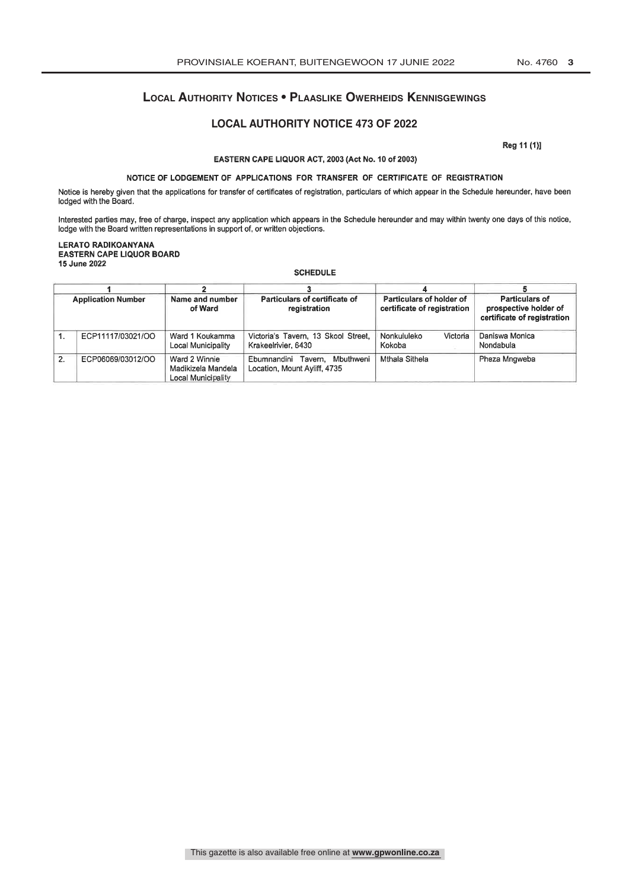# Local Authority Notices • Plaaslike Owerheids Kennisgewings

## LOCAL AUTHORITY NOTICE 473 OF 2022

Reg 11 (1)]

**EASTERN CAPE LIQUOR ACT, 2003 (Act No. 10 of 2003)**

**NOTICE OF LODGEMENT OF APPLICATIONS FOR TRANSFER OF CERTIFICATE OF REGISTRATION**

Notice is hereby given that the applications for transfer of certificates of registration, particulars of which appear in the Schedule hereunder, have been lodged with the Board.

Interested parties may, free of charge, inspect any application which appears in the Schedule hereunder and may within twenty one days of this notice, lodge with the Board written representations in support of, or written objections.

**LERATO RADIKOANYANA**
**EASTERN CAPE LIQUOR BOARD**
**15 June 2022**

**SCHEDULE**

| 1 | | 2 | 3 | 4 | 5 |
|---|---|---|---|---|---|
| **Application Number** | | **Name and number of Ward** | **Particulars of certificate of registration** | **Particulars of holder of certificate of registration** | **Particulars of prospective holder of certificate of registration** |
| 1. | ECP11117/03021/OO | Ward 1 Koukamma Local Municipality | Victoria's Tavern, 13 Skool Street, Krakeelrivier, 6430 | Nonkululeko Victoria Kokoba | Daniswa Monica Nondabula |
| 2. | ECP06069/03012/OO | Ward 2 Winnie Madikizela Mandela Local Municipality | Ebumnandini Tavern, Mbuthweni Location, Mount Ayliff, 4735 | Mthala Sithela | Pheza Mngweba |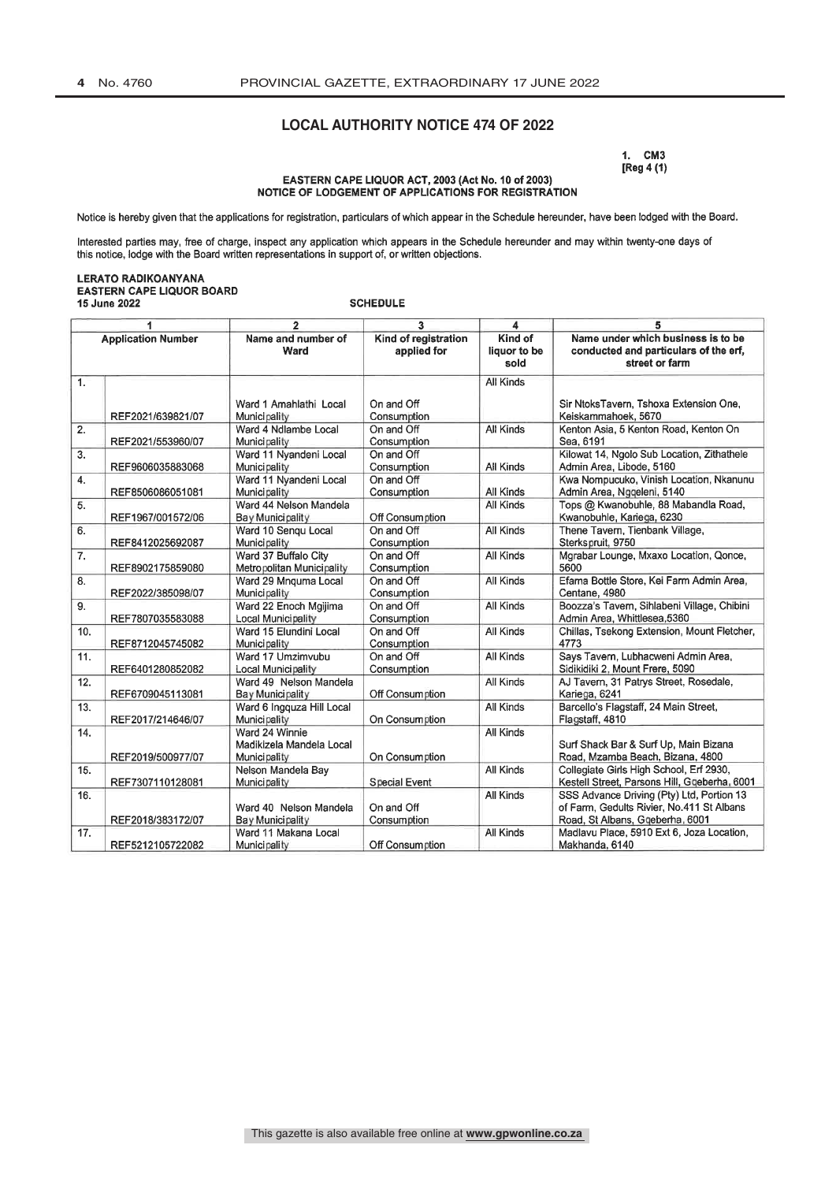## LOCAL AUTHORITY NOTICE 474 OF 2022

1. CM3
[Reg 4 (1)

**EASTERN CAPE LIQUOR ACT, 2003 (Act No. 10 of 2003)**
**NOTICE OF LODGEMENT OF APPLICATIONS FOR REGISTRATION**

Notice is hereby given that the applications for registration, particulars of which appear in the Schedule hereunder, have been lodged with the Board.

Interested parties may, free of charge, inspect any application which appears in the Schedule hereunder and may within twenty-one days of this notice, lodge with the Board written representations in support of, or written objections.

**LERATO RADIKOANYANA**
**EASTERN CAPE LIQUOR BOARD**
**15 June 2022**

**SCHEDULE**

| 1 | | 2 | 3 | 4 | 5 |
|---|---|---|---|---|---|
| Application Number | | Name and number of Ward | Kind of registration applied for | Kind of liquor to be sold | Name under which business is to be conducted and particulars of the erf, street or farm |
| 1. | REF2021/639821/07 | Ward 1 Amahlathi Local Municipality | On and Off Consumption | All Kinds | Sir NtoksTavern, Tshoxa Extension One, Keiskammahoek, 5670 |
| 2. | REF2021/553960/07 | Ward 4 Ndlambe Local Municipality | On and Off Consumption | All Kinds | Kenton Asia, 5 Kenton Road, Kenton On Sea, 6191 |
| 3. | REF9606035883068 | Ward 11 Nyandeni Local Municipality | On and Off Consumption | All Kinds | Kilowat 14, Ngolo Sub Location, Zithathele Admin Area, Libode, 5160 |
| 4. | REF8506086051081 | Ward 11 Nyandeni Local Municipality | On and Off Consumption | All Kinds | Kwa Nompucuko, Vinish Location, Nkanunu Admin Area, Ngqeleni, 5140 |
| 5. | REF1967/001572/06 | Ward 44 Nelson Mandela Bay Municipality | Off Consumption | All Kinds | Tops @ Kwanobuhle, 88 Mabandla Road, Kwanobuhle, Kariega, 6230 |
| 6. | REF8412025692087 | Ward 10 Senqu Local Municipality | On and Off Consumption | All Kinds | Thene Tavern, Tienbank Village, Sterkspruit, 9750 |
| 7. | REF8902175859080 | Ward 37 Buffalo City Metropolitan Municipality | On and Off Consumption | All Kinds | Mgrabar Lounge, Mxaxo Location, Qonce, 5600 |
| 8. | REF2022/385098/07 | Ward 29 Mnquma Local Municipality | On and Off Consumption | All Kinds | Efama Bottle Store, Kei Farm Admin Area, Centane, 4980 |
| 9. | REF7807035583088 | Ward 22 Enoch Mgijima Local Municipality | On and Off Consumption | All Kinds | Boozza's Tavern, Sihlabeni Village, Chibini Admin Area, Whittlesea,5360 |
| 10. | REF8712045745082 | Ward 15 Elundini Local Municipality | On and Off Consumption | All Kinds | Chillas, Tsekong Extension, Mount Fletcher, 4773 |
| 11. | REF6401280852082 | Ward 17 Umzimvubu Local Municipality | On and Off Consumption | All Kinds | Says Tavern, Lubhacweni Admin Area, Sidikidiki 2, Mount Frere, 5090 |
| 12. | REF6709045113081 | Ward 49 Nelson Mandela Bay Municipality | Off Consumption | All Kinds | AJ Tavern, 31 Patrys Street, Rosedale, Kariega, 6241 |
| 13. | REF2017/214646/07 | Ward 6 Ingquza Hill Local Municipality | On Consumption | All Kinds | Barcello's Flagstaff, 24 Main Street, Flagstaff, 4810 |
| 14. | REF2019/500977/07 | Ward 24 Winnie Madikizela Mandela Local Municipality | On Consumption | All Kinds | Surf Shack Bar & Surf Up, Main Bizana Road, Mzamba Beach, Bizana, 4800 |
| 15. | REF7307110128081 | Nelson Mandela Bay Municipality | Special Event | All Kinds | Collegiate Girls High School, Erf 2930, Kestell Street, Parsons Hill, Gqeberha, 6001 |
| 16. | REF2018/383172/07 | Ward 40 Nelson Mandela Bay Municipality | On and Off Consumption | All Kinds | SSS Advance Driving (Pty) Ltd, Portion 13 of Farm, Gedults Rivier, No.411 St Albans Road, St Albans, Gqeberha, 6001 |
| 17. | REF5212105722082 | Ward 11 Makana Local Municipality | Off Consumption | All Kinds | Madlavu Place, 5910 Ext 6, Joza Location, Makhanda, 6140 |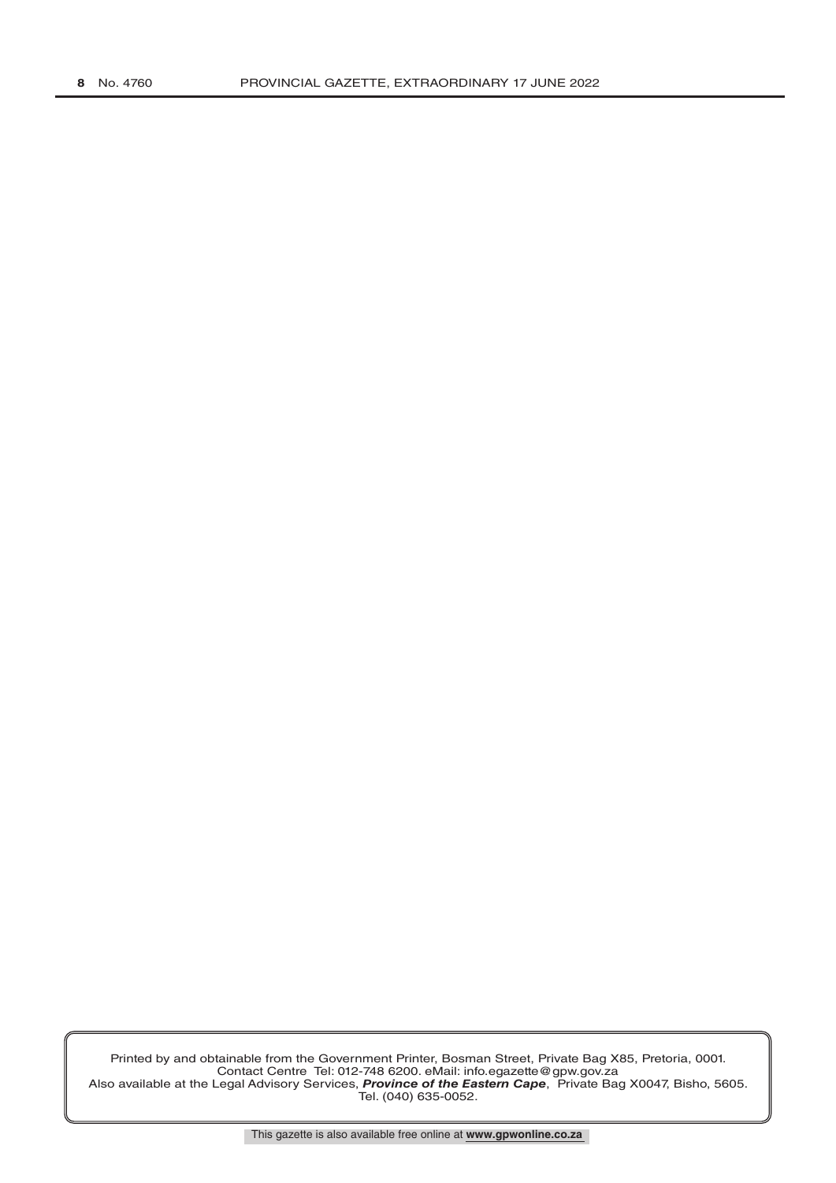Printed by and obtainable from the Government Printer, Bosman Street, Private Bag X85, Pretoria, 0001.
Contact Centre Tel: 012-748 6200. eMail: info.egazette@gpw.gov.za
Also available at the Legal Advisory Services, ***Province of the Eastern Cape***, Private Bag X0047, Bisho, 5605.
Tel. (040) 635-0052.

This gazette is also available free online at **www.gpwonline.co.za**